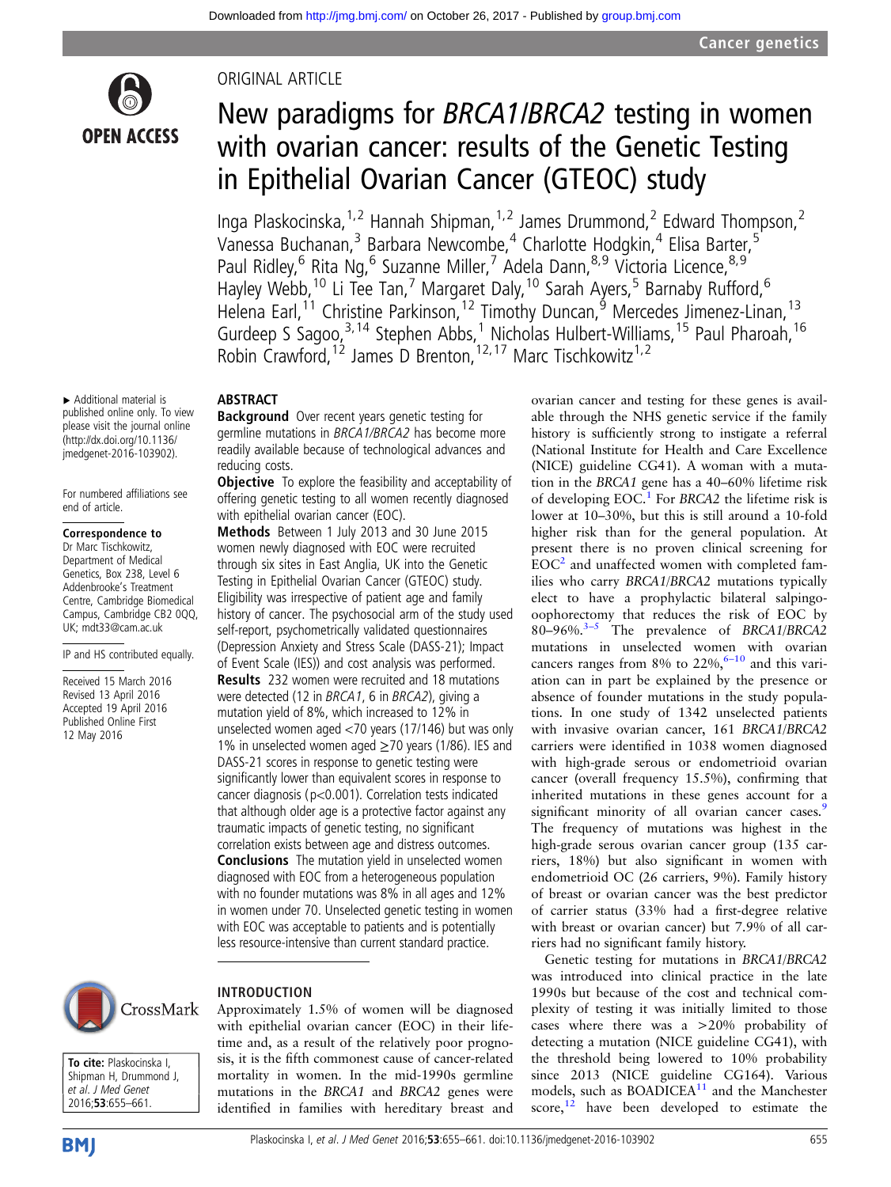ORIGINAL ARTICLE

# New paradigms for *BRCA1/BRCA2* testing in women with ovarian cancer: results of the Genetic Testing in Epithelial Ovarian Cancer (GTEOC) study

Inga Plaskocinska,[1,2] Hannah Shipman,[1,2] James Drummond,[2] Edward Thompson,[2] Vanessa Buchanan,[3] Barbara Newcombe,[4] Charlotte Hodgkin,[4] Elisa Barter,[5] Paul Ridley,[6] Rita Ng,[6] Suzanne Miller,[7] Adela Dann,[8,9] Victoria Licence,[8,9] Hayley Webb,[10] Li Tee Tan,[7] Margaret Daly,[10] Sarah Ayers,[5] Barnaby Rufford,[6] Helena Earl,[11] Christine Parkinson,[12] Timothy Duncan,[9] Mercedes Jimenez-Linan,[13] Gurdeep S Sagoo,[3,14] Stephen Abbs,[1] Nicholas Hulbert-Williams,[15] Paul Pharoah,[16] Robin Crawford,[12] James D Brenton,[12,17] Marc Tischkowitz[1,2]

► Additional material is published online only. To view please visit the journal online (http://dx.doi.org/10.1136/jmedgenet-2016-103902).

For numbered affiliations see end of article.

**Correspondence to**
Dr Marc Tischkowitz, Department of Medical Genetics, Box 238, Level 6 Addenbrooke's Treatment Centre, Cambridge Biomedical Campus, Cambridge CB2 0QQ, UK; mdt33@cam.ac.uk

IP and HS contributed equally.

Received 15 March 2016
Revised 13 April 2016
Accepted 19 April 2016
Published Online First 12 May 2016

## ABSTRACT

**Background** Over recent years genetic testing for germline mutations in *BRCA1/BRCA2* has become more readily available because of technological advances and reducing costs.

**Objective** To explore the feasibility and acceptability of offering genetic testing to all women recently diagnosed with epithelial ovarian cancer (EOC).

**Methods** Between 1 July 2013 and 30 June 2015 women newly diagnosed with EOC were recruited through six sites in East Anglia, UK into the Genetic Testing in Epithelial Ovarian Cancer (GTEOC) study. Eligibility was irrespective of patient age and family history of cancer. The psychosocial arm of the study used self-report, psychometrically validated questionnaires (Depression Anxiety and Stress Scale (DASS-21); Impact of Event Scale (IES)) and cost analysis was performed.

**Results** 232 women were recruited and 18 mutations were detected (12 in *BRCA1*, 6 in *BRCA2*), giving a mutation yield of 8%, which increased to 12% in unselected women aged <70 years (17/146) but was only 1% in unselected women aged ≥70 years (1/86). IES and DASS-21 scores in response to genetic testing were significantly lower than equivalent scores in response to cancer diagnosis ($p<0.001$). Correlation tests indicated that although older age is a protective factor against any traumatic impacts of genetic testing, no significant correlation exists between age and distress outcomes.

**Conclusions** The mutation yield in unselected women diagnosed with EOC from a heterogeneous population with no founder mutations was 8% in all ages and 12% in women under 70. Unselected genetic testing in women with EOC was acceptable to patients and is potentially less resource-intensive than current standard practice.

**To cite:** Plaskocinska I, Shipman H, Drummond J, *et al. J Med Genet* 2016;**53**:655–661.

## INTRODUCTION

Approximately 1.5% of women will be diagnosed with epithelial ovarian cancer (EOC) in their lifetime and, as a result of the relatively poor prognosis, it is the fifth commonest cause of cancer-related mortality in women. In the mid-1990s germline mutations in the *BRCA1* and *BRCA2* genes were identified in families with hereditary breast and ovarian cancer and testing for these genes is available through the NHS genetic service if the family history is sufficiently strong to instigate a referral (National Institute for Health and Care Excellence (NICE) guideline CG41). A woman with a mutation in the *BRCA1* gene has a 40–60% lifetime risk of developing EOC.[1] For *BRCA2* the lifetime risk is lower at 10–30%, but this is still around a 10-fold higher risk than for the general population. At present there is no proven clinical screening for EOC[2] and unaffected women with completed families who carry *BRCA1/BRCA2* mutations typically elect to have a prophylactic bilateral salpingo-oophorectomy that reduces the risk of EOC by 80–96%.[3–5] The prevalence of *BRCA1/BRCA2* mutations in unselected women with ovarian cancers ranges from 8% to 22%,[6–10] and this variation can in part be explained by the presence or absence of founder mutations in the study populations. In one study of 1342 unselected patients with invasive ovarian cancer, 161 *BRCA1/BRCA2* carriers were identified in 1038 women diagnosed with high-grade serous or endometrioid ovarian cancer (overall frequency 15.5%), confirming that inherited mutations in these genes account for a significant minority of all ovarian cancer cases.[9] The frequency of mutations was highest in the high-grade serous ovarian cancer group (135 carriers, 18%) but also significant in women with endometrioid OC (26 carriers, 9%). Family history of breast or ovarian cancer was the best predictor of carrier status (33% had a first-degree relative with breast or ovarian cancer) but 7.9% of all carriers had no significant family history.

Genetic testing for mutations in *BRCA1/BRCA2* was introduced into clinical practice in the late 1990s but because of the cost and technical complexity of testing it was initially limited to those cases where there was a >20% probability of detecting a mutation (NICE guideline CG41), with the threshold being lowered to 10% probability since 2013 (NICE guideline CG164). Various models, such as BOADICEA[11] and the Manchester score,[12] have been developed to estimate the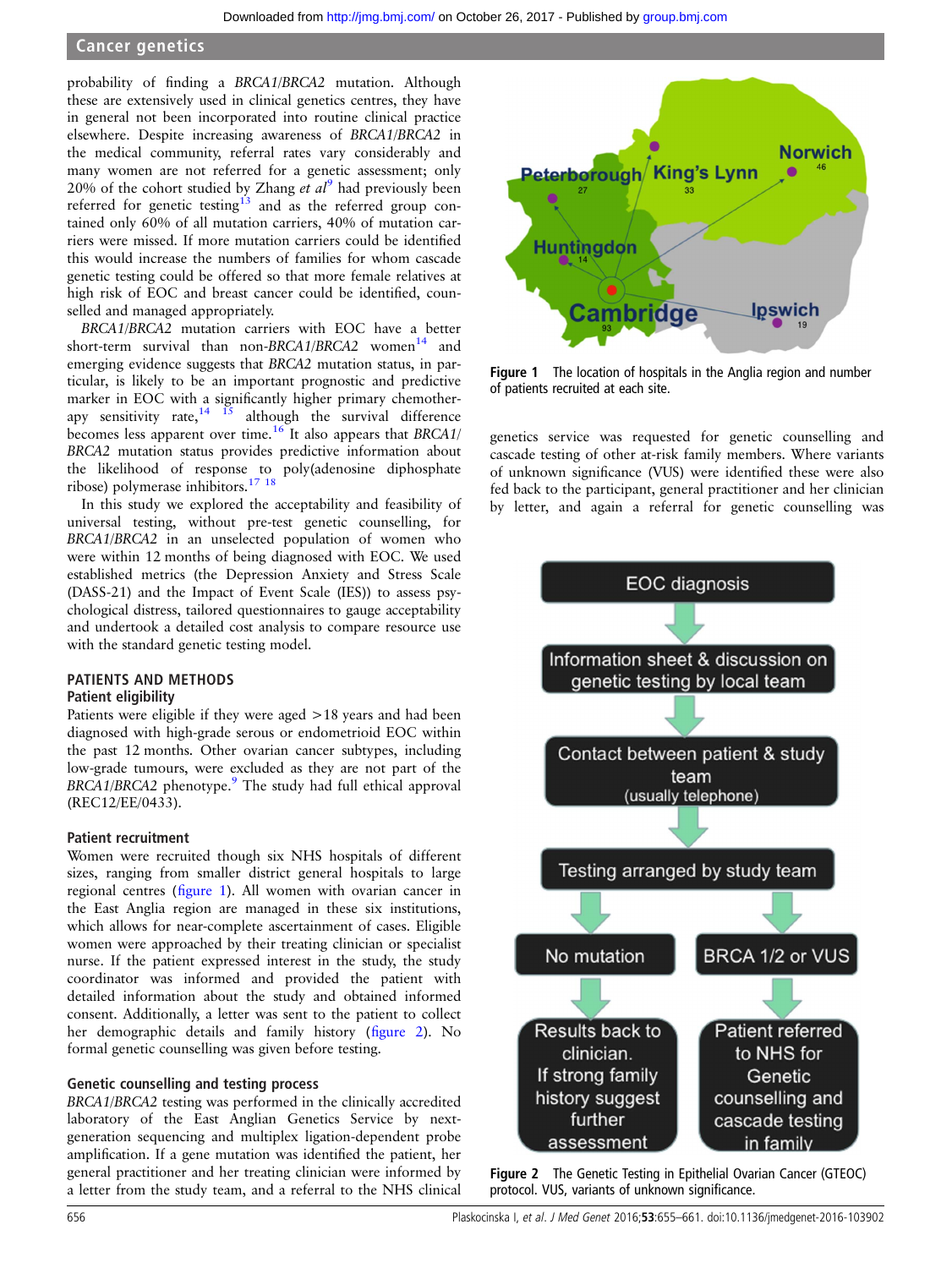probability of finding a *BRCA1*/*BRCA2* mutation. Although these are extensively used in clinical genetics centres, they have in general not been incorporated into routine clinical practice elsewhere. Despite increasing awareness of *BRCA1*/*BRCA2* in the medical community, referral rates vary considerably and many women are not referred for a genetic assessment; only 20% of the cohort studied by Zhang *et al*[9] had previously been referred for genetic testing[13] and as the referred group contained only 60% of all mutation carriers, 40% of mutation carriers were missed. If more mutation carriers could be identified this would increase the numbers of families for whom cascade genetic testing could be offered so that more female relatives at high risk of EOC and breast cancer could be identified, counselled and managed appropriately.

*BRCA1*/*BRCA2* mutation carriers with EOC have a better short-term survival than non-*BRCA1*/*BRCA2* women[14] and emerging evidence suggests that *BRCA2* mutation status, in particular, is likely to be an important prognostic and predictive marker in EOC with a significantly higher primary chemotherapy sensitivity rate,[14 15] although the survival difference becomes less apparent over time.[16] It also appears that *BRCA1*/*BRCA2* mutation status provides predictive information about the likelihood of response to poly(adenosine diphosphate ribose) polymerase inhibitors.[17 18]

In this study we explored the acceptability and feasibility of universal testing, without pre-test genetic counselling, for *BRCA1*/*BRCA2* in an unselected population of women who were within 12 months of being diagnosed with EOC. We used established metrics (the Depression Anxiety and Stress Scale (DASS-21) and the Impact of Event Scale (IES)) to assess psychological distress, tailored questionnaires to gauge acceptability and undertook a detailed cost analysis to compare resource use with the standard genetic testing model.

## PATIENTS AND METHODS

### Patient eligibility

Patients were eligible if they were aged >18 years and had been diagnosed with high-grade serous or endometrioid EOC within the past 12 months. Other ovarian cancer subtypes, including low-grade tumours, were excluded as they are not part of the *BRCA1*/*BRCA2* phenotype.[9] The study had full ethical approval (REC12/EE/0433).

### Patient recruitment

Women were recruited though six NHS hospitals of different sizes, ranging from smaller district general hospitals to large regional centres (figure 1). All women with ovarian cancer in the East Anglia region are managed in these six institutions, which allows for near-complete ascertainment of cases. Eligible women were approached by their treating clinician or specialist nurse. If the patient expressed interest in the study, the study coordinator was informed and provided the patient with detailed information about the study and obtained informed consent. Additionally, a letter was sent to the patient to collect her demographic details and family history (figure 2). No formal genetic counselling was given before testing.

### Genetic counselling and testing process

*BRCA1*/*BRCA2* testing was performed in the clinically accredited laboratory of the East Anglian Genetics Service by next-generation sequencing and multiplex ligation-dependent probe amplification. If a gene mutation was identified the patient, her general practitioner and her treating clinician were informed by a letter from the study team, and a referral to the NHS clinical genetics service was requested for genetic counselling and cascade testing of other at-risk family members. Where variants of unknown significance (VUS) were identified these were also fed back to the participant, general practitioner and her clinician by letter, and again a referral for genetic counselling was

**Figure 1** The location of hospitals in the Anglia region and number of patients recruited at each site.

**Figure 2** The Genetic Testing in Epithelial Ovarian Cancer (GTEOC) protocol. VUS, variants of unknown significance.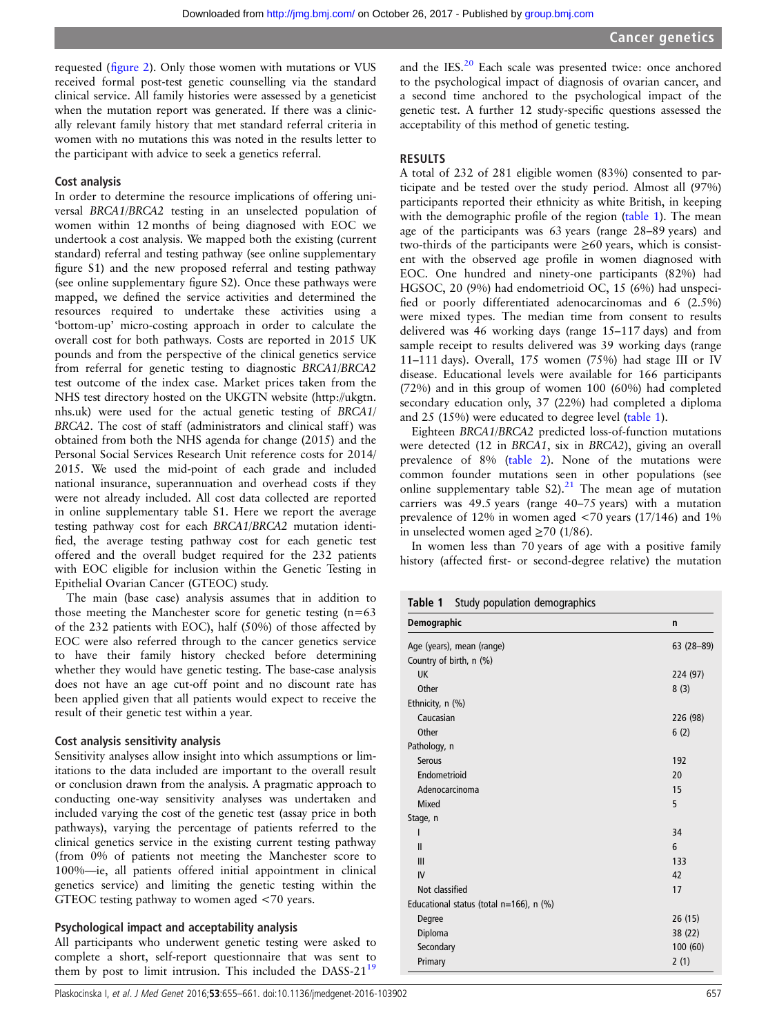requested (figure 2). Only those women with mutations or VUS received formal post-test genetic counselling via the standard clinical service. All family histories were assessed by a geneticist when the mutation report was generated. If there was a clinically relevant family history that met standard referral criteria in women with no mutations this was noted in the results letter to the participant with advice to seek a genetics referral.

### Cost analysis

In order to determine the resource implications of offering universal *BRCA1/BRCA2* testing in an unselected population of women within 12 months of being diagnosed with EOC we undertook a cost analysis. We mapped both the existing (current standard) referral and testing pathway (see online supplementary figure S1) and the new proposed referral and testing pathway (see online supplementary figure S2). Once these pathways were mapped, we defined the service activities and determined the resources required to undertake these activities using a 'bottom-up' micro-costing approach in order to calculate the overall cost for both pathways. Costs are reported in 2015 UK pounds and from the perspective of the clinical genetics service from referral for genetic testing to diagnostic *BRCA1/BRCA2* test outcome of the index case. Market prices taken from the NHS test directory hosted on the UKGTN website (http://ukgtn.nhs.uk) were used for the actual genetic testing of *BRCA1/BRCA2*. The cost of staff (administrators and clinical staff) was obtained from both the NHS agenda for change (2015) and the Personal Social Services Research Unit reference costs for 2014/2015. We used the mid-point of each grade and included national insurance, superannuation and overhead costs if they were not already included. All cost data collected are reported in online supplementary table S1. Here we report the average testing pathway cost for each *BRCA1/BRCA2* mutation identified, the average testing pathway cost for each genetic test offered and the overall budget required for the 232 patients with EOC eligible for inclusion within the Genetic Testing in Epithelial Ovarian Cancer (GTEOC) study.

The main (base case) analysis assumes that in addition to those meeting the Manchester score for genetic testing (n=63 of the 232 patients with EOC), half (50%) of those affected by EOC were also referred through to the cancer genetics service to have their family history checked before determining whether they would have genetic testing. The base-case analysis does not have an age cut-off point and no discount rate has been applied given that all patients would expect to receive the result of their genetic test within a year.

### Cost analysis sensitivity analysis

Sensitivity analyses allow insight into which assumptions or limitations to the data included are important to the overall result or conclusion drawn from the analysis. A pragmatic approach to conducting one-way sensitivity analyses was undertaken and included varying the cost of the genetic test (assay price in both pathways), varying the percentage of patients referred to the clinical genetics service in the existing current testing pathway (from 0% of patients not meeting the Manchester score to 100%—ie, all patients offered initial appointment in clinical genetics service) and limiting the genetic testing within the GTEOC testing pathway to women aged <70 years.

### Psychological impact and acceptability analysis

All participants who underwent genetic testing were asked to complete a short, self-report questionnaire that was sent to them by post to limit intrusion. This included the DASS-21[19] and the IES.[20] Each scale was presented twice: once anchored to the psychological impact of diagnosis of ovarian cancer, and a second time anchored to the psychological impact of the genetic test. A further 12 study-specific questions assessed the acceptability of this method of genetic testing.

## RESULTS

A total of 232 of 281 eligible women (83%) consented to participate and be tested over the study period. Almost all (97%) participants reported their ethnicity as white British, in keeping with the demographic profile of the region (table 1). The mean age of the participants was 63 years (range 28–89 years) and two-thirds of the participants were ≥60 years, which is consistent with the observed age profile in women diagnosed with EOC. One hundred and ninety-one participants (82%) had HGSOC, 20 (9%) had endometrioid OC, 15 (6%) had unspecified or poorly differentiated adenocarcinomas and 6 (2.5%) were mixed types. The median time from consent to results delivered was 46 working days (range 15–117 days) and from sample receipt to results delivered was 39 working days (range 11–111 days). Overall, 175 women (75%) had stage III or IV disease. Educational levels were available for 166 participants (72%) and in this group of women 100 (60%) had completed secondary education only, 37 (22%) had completed a diploma and 25 (15%) were educated to degree level (table 1).

Eighteen *BRCA1/BRCA2* predicted loss-of-function mutations were detected (12 in *BRCA1*, six in *BRCA2*), giving an overall prevalence of 8% (table 2). None of the mutations were common founder mutations seen in other populations (see online supplementary table S2).[21] The mean age of mutation carriers was 49.5 years (range 40–75 years) with a mutation prevalence of 12% in women aged <70 years (17/146) and 1% in unselected women aged ≥70 (1/86).

In women less than 70 years of age with a positive family history (affected first- or second-degree relative) the mutation

**Table 1** Study population demographics

| Demographic | n |
|---|---|
| Age (years), mean (range) | 63 (28–89) |
| Country of birth, n (%) | |
| UK | 224 (97) |
| Other | 8 (3) |
| Ethnicity, n (%) | |
| Caucasian | 226 (98) |
| Other | 6 (2) |
| Pathology, n | |
| Serous | 192 |
| Endometrioid | 20 |
| Adenocarcinoma | 15 |
| Mixed | 5 |
| Stage, n | |
| I | 34 |
| II | 6 |
| III | 133 |
| IV | 42 |
| Not classified | 17 |
| Educational status (total n=166), n (%) | |
| Degree | 26 (15) |
| Diploma | 38 (22) |
| Secondary | 100 (60) |
| Primary | 2 (1) |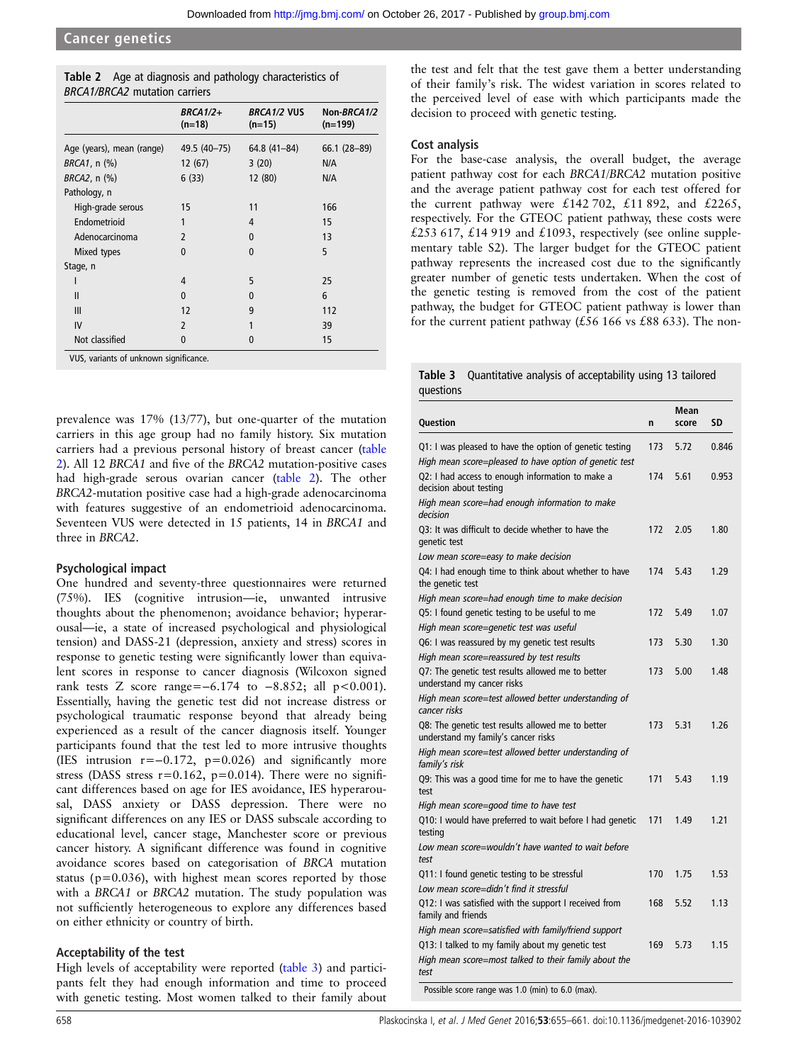**Table 2** Age at diagnosis and pathology characteristics of *BRCA1/BRCA2* mutation carriers

| | *BRCA1/2*+ (n=18) | *BRCA1/2* VUS (n=15) | Non-*BRCA1/2* (n=199) |
|---|---|---|---|
| Age (years), mean (range) | 49.5 (40–75) | 64.8 (41–84) | 66.1 (28–89) |
| *BRCA1*, n (%) | 12 (67) | 3 (20) | N/A |
| *BRCA2*, n (%) | 6 (33) | 12 (80) | N/A |
| Pathology, n | | | |
| High-grade serous | 15 | 11 | 166 |
| Endometrioid | 1 | 4 | 15 |
| Adenocarcinoma | 2 | 0 | 13 |
| Mixed types | 0 | 0 | 5 |
| Stage, n | | | |
| I | 4 | 5 | 25 |
| II | 0 | 0 | 6 |
| III | 12 | 9 | 112 |
| IV | 2 | 1 | 39 |
| Not classified | 0 | 0 | 15 |

VUS, variants of unknown significance.

prevalence was 17% (13/77), but one-quarter of the mutation carriers in this age group had no family history. Six mutation carriers had a previous personal history of breast cancer (table 2). All 12 *BRCA1* and five of the *BRCA2* mutation-positive cases had high-grade serous ovarian cancer (table 2). The other *BRCA2*-mutation positive case had a high-grade adenocarcinoma with features suggestive of an endometrioid adenocarcinoma. Seventeen VUS were detected in 15 patients, 14 in *BRCA1* and three in *BRCA2*.

### Psychological impact

One hundred and seventy-three questionnaires were returned (75%). IES (cognitive intrusion—ie, unwanted intrusive thoughts about the phenomenon; avoidance behavior; hyperarousal—ie, a state of increased psychological and physiological tension) and DASS-21 (depression, anxiety and stress) scores in response to genetic testing were significantly lower than equivalent scores in response to cancer diagnosis (Wilcoxon signed rank tests Z score range=−6.174 to −8.852; all $p<0.001$). Essentially, having the genetic test did not increase distress or psychological traumatic response beyond that already being experienced as a result of the cancer diagnosis itself. Younger participants found that the test led to more intrusive thoughts (IES intrusion $r=-0.172$, $p=0.026$) and significantly more stress (DASS stress $r=0.162$, $p=0.014$). There were no significant differences based on age for IES avoidance, IES hyperarousal, DASS anxiety or DASS depression. There were no significant differences on any IES or DASS subscale according to educational level, cancer stage, Manchester score or previous cancer history. A significant difference was found in cognitive avoidance scores based on categorisation of *BRCA* mutation status ($p=0.036$), with highest mean scores reported by those with a *BRCA1* or *BRCA2* mutation. The study population was not sufficiently heterogeneous to explore any differences based on either ethnicity or country of birth.

### Acceptability of the test

High levels of acceptability were reported (table 3) and participants felt they had enough information and time to proceed with genetic testing. Most women talked to their family about the test and felt that the test gave them a better understanding of their family's risk. The widest variation in scores related to the perceived level of ease with which participants made the decision to proceed with genetic testing.

### Cost analysis

For the base-case analysis, the overall budget, the average patient pathway cost for each *BRCA1/BRCA2* mutation positive and the average patient pathway cost for each test offered for the current pathway were £142 702, £11 892, and £2265, respectively. For the GTEOC patient pathway, these costs were £253 617, £14 919 and £1093, respectively (see online supplementary table S2). The larger budget for the GTEOC patient pathway represents the increased cost due to the significantly greater number of genetic tests undertaken. When the cost of the genetic testing is removed from the cost of the patient pathway, the budget for GTEOC patient pathway is lower than for the current patient pathway (£56 166 vs £88 633). The non-

**Table 3** Quantitative analysis of acceptability using 13 tailored questions

| Question | n | Mean score | SD |
|---|---|---|---|
| Q1: I was pleased to have the option of genetic testing<br>*High mean score=pleased to have option of genetic test* | 173 | 5.72 | 0.846 |
| Q2: I had access to enough information to make a decision about testing<br>*High mean score=had enough information to make decision* | 174 | 5.61 | 0.953 |
| Q3: It was difficult to decide whether to have the genetic test<br>*Low mean score=easy to make decision* | 172 | 2.05 | 1.80 |
| Q4: I had enough time to think about whether to have the genetic test<br>*High mean score=had enough time to make decision* | 174 | 5.43 | 1.29 |
| Q5: I found genetic testing to be useful to me<br>*High mean score=genetic test was useful* | 172 | 5.49 | 1.07 |
| Q6: I was reassured by my genetic test results<br>*High mean score=reassured by test results* | 173 | 5.30 | 1.30 |
| Q7: The genetic test results allowed me to better understand my cancer risks<br>*High mean score=test allowed better understanding of cancer risks* | 173 | 5.00 | 1.48 |
| Q8: The genetic test results allowed me to better understand my family's cancer risks<br>*High mean score=test allowed better understanding of family's risk* | 173 | 5.31 | 1.26 |
| Q9: This was a good time for me to have the genetic test<br>*High mean score=good time to have test* | 171 | 5.43 | 1.19 |
| Q10: I would have preferred to wait before I had genetic testing<br>*Low mean score=wouldn't have wanted to wait before test* | 171 | 1.49 | 1.21 |
| Q11: I found genetic testing to be stressful<br>*Low mean score=didn't find it stressful* | 170 | 1.75 | 1.53 |
| Q12: I was satisfied with the support I received from family and friends<br>*High mean score=satisfied with family/friend support* | 168 | 5.52 | 1.13 |
| Q13: I talked to my family about my genetic test<br>*High mean score=most talked to their family about the test* | 169 | 5.73 | 1.15 |

Possible score range was 1.0 (min) to 6.0 (max).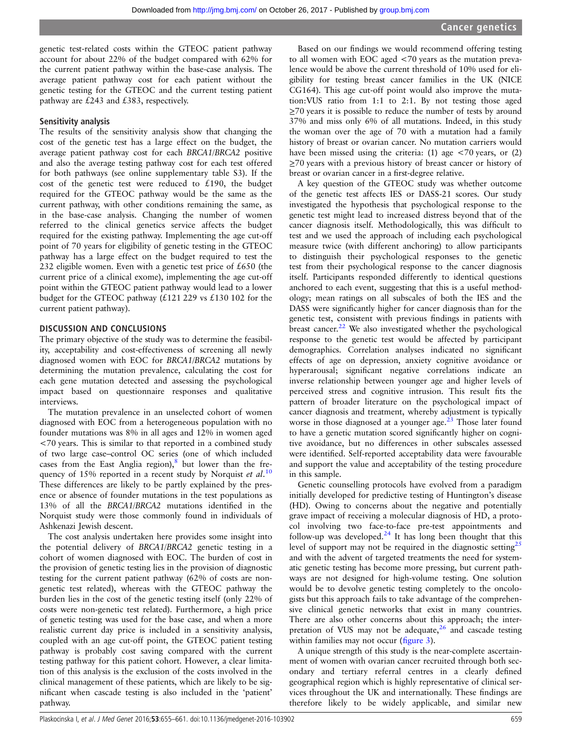genetic test-related costs within the GTEOC patient pathway account for about 22% of the budget compared with 62% for the current patient pathway within the base-case analysis. The average patient pathway cost for each patient without the genetic testing for the GTEOC and the current testing patient pathway are £243 and £383, respectively.

### Sensitivity analysis

The results of the sensitivity analysis show that changing the cost of the genetic test has a large effect on the budget, the average patient pathway cost for each *BRCA1*/*BRCA2* positive and also the average testing pathway cost for each test offered for both pathways (see online supplementary table S3). If the cost of the genetic test were reduced to £190, the budget required for the GTEOC pathway would be the same as the current pathway, with other conditions remaining the same, as in the base-case analysis. Changing the number of women referred to the clinical genetics service affects the budget required for the existing pathway. Implementing the age cut-off point of 70 years for eligibility of genetic testing in the GTEOC pathway has a large effect on the budget required to test the 232 eligible women. Even with a genetic test price of £650 (the current price of a clinical exome), implementing the age cut-off point within the GTEOC patient pathway would lead to a lower budget for the GTEOC pathway (£121 229 vs £130 102 for the current patient pathway).

## DISCUSSION AND CONCLUSIONS

The primary objective of the study was to determine the feasibility, acceptability and cost-effectiveness of screening all newly diagnosed women with EOC for *BRCA1*/*BRCA2* mutations by determining the mutation prevalence, calculating the cost for each gene mutation detected and assessing the psychological impact based on questionnaire responses and qualitative interviews.

The mutation prevalence in an unselected cohort of women diagnosed with EOC from a heterogeneous population with no founder mutations was 8% in all ages and 12% in women aged <70 years. This is similar to that reported in a combined study of two large case–control OC series (one of which included cases from the East Anglia region),[8] but lower than the frequency of 15% reported in a recent study by Norquist *et al*.[10] These differences are likely to be partly explained by the presence or absence of founder mutations in the test populations as 13% of all the *BRCA1*/*BRCA2* mutations identified in the Norquist study were those commonly found in individuals of Ashkenazi Jewish descent.

The cost analysis undertaken here provides some insight into the potential delivery of *BRCA1*/*BRCA2* genetic testing in a cohort of women diagnosed with EOC. The burden of cost in the provision of genetic testing lies in the provision of diagnostic testing for the current patient pathway (62% of costs are non-genetic test related), whereas with the GTEOC pathway the burden lies in the cost of the genetic testing itself (only 22% of costs were non-genetic test related). Furthermore, a high price of genetic testing was used for the base case, and when a more realistic current day price is included in a sensitivity analysis, coupled with an age cut-off point, the GTEOC patient testing pathway is probably cost saving compared with the current testing pathway for this patient cohort. However, a clear limitation of this analysis is the exclusion of the costs involved in the clinical management of these patients, which are likely to be significant when cascade testing is also included in the 'patient' pathway.

Based on our findings we would recommend offering testing to all women with EOC aged <70 years as the mutation prevalence would be above the current threshold of 10% used for eligibility for testing breast cancer families in the UK (NICE CG164). This age cut-off point would also improve the mutation:VUS ratio from 1:1 to 2:1. By not testing those aged ≥70 years it is possible to reduce the number of tests by around 37% and miss only 6% of all mutations. Indeed, in this study the woman over the age of 70 with a mutation had a family history of breast or ovarian cancer. No mutation carriers would have been missed using the criteria: (1) age <70 years, or (2) ≥70 years with a previous history of breast cancer or history of breast or ovarian cancer in a first-degree relative.

A key question of the GTEOC study was whether outcome of the genetic test affects IES or DASS-21 scores. Our study investigated the hypothesis that psychological response to the genetic test might lead to increased distress beyond that of the cancer diagnosis itself. Methodologically, this was difficult to test and we used the approach of including each psychological measure twice (with different anchoring) to allow participants to distinguish their psychological responses to the genetic test from their psychological response to the cancer diagnosis itself. Participants responded differently to identical questions anchored to each event, suggesting that this is a useful methodology; mean ratings on all subscales of both the IES and the DASS were significantly higher for cancer diagnosis than for the genetic test, consistent with previous findings in patients with breast cancer.[22] We also investigated whether the psychological response to the genetic test would be affected by participant demographics. Correlation analyses indicated no significant effects of age on depression, anxiety cognitive avoidance or hyperarousal; significant negative correlations indicate an inverse relationship between younger age and higher levels of perceived stress and cognitive intrusion. This result fits the pattern of broader literature on the psychological impact of cancer diagnosis and treatment, whereby adjustment is typically worse in those diagnosed at a younger age.[23] Those later found to have a genetic mutation scored significantly higher on cognitive avoidance, but no differences in other subscales assessed were identified. Self-reported acceptability data were favourable and support the value and acceptability of the testing procedure in this sample.

Genetic counselling protocols have evolved from a paradigm initially developed for predictive testing of Huntington's disease (HD). Owing to concerns about the negative and potentially grave impact of receiving a molecular diagnosis of HD, a protocol involving two face-to-face pre-test appointments and follow-up was developed.[24] It has long been thought that this level of support may not be required in the diagnostic setting[25] and with the advent of targeted treatments the need for systematic genetic testing has become more pressing, but current pathways are not designed for high-volume testing. One solution would be to devolve genetic testing completely to the oncologists but this approach fails to take advantage of the comprehensive clinical genetic networks that exist in many countries. There are also other concerns about this approach; the interpretation of VUS may not be adequate,[26] and cascade testing within families may not occur (figure 3).

A unique strength of this study is the near-complete ascertainment of women with ovarian cancer recruited through both secondary and tertiary referral centres in a clearly defined geographical region which is highly representative of clinical services throughout the UK and internationally. These findings are therefore likely to be widely applicable, and similar new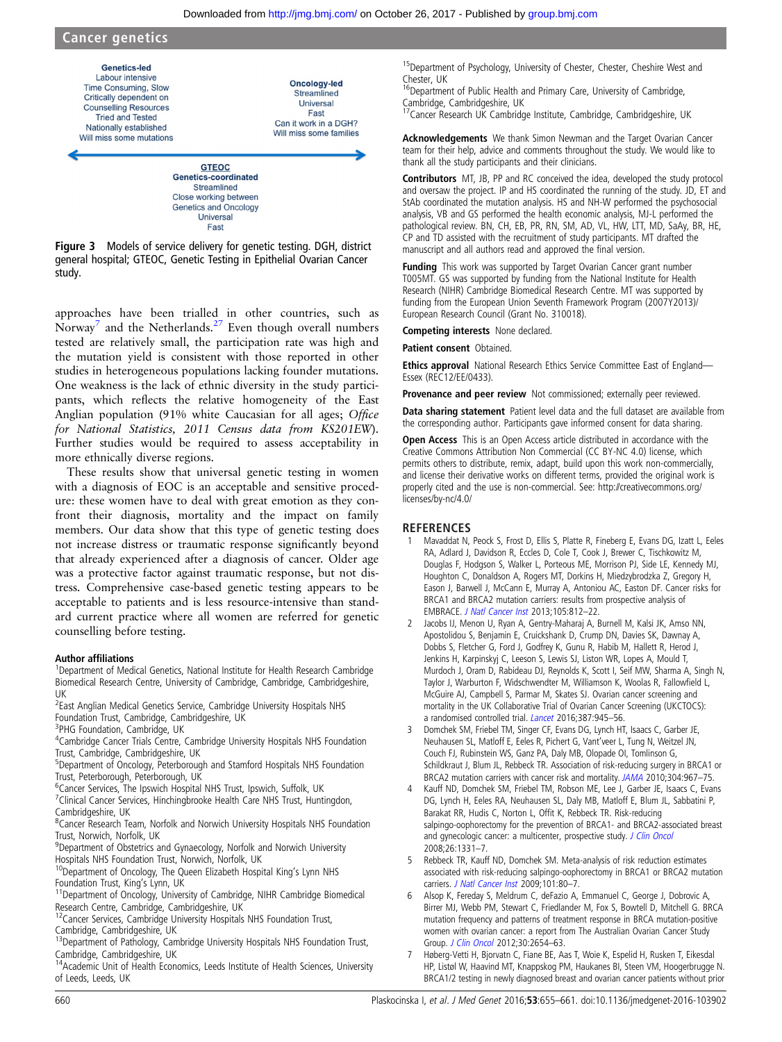Genetics-led
Labour intensive
Time Consuming, Slow
Critically dependent on
Counselling Resources
Tried and Tested
Nationally established
Will miss some mutations

Oncology-led
Streamlined
Universal
Fast
Can it work in a DGH?
Will miss some families

GTEOC
Genetics-coordinated
Streamlined
Close working between
Genetics and Oncology
Universal
Fast

**Figure 3** Models of service delivery for genetic testing. DGH, district general hospital; GTEOC, Genetic Testing in Epithelial Ovarian Cancer study.

approaches have been trialled in other countries, such as Norway[7] and the Netherlands.[27] Even though overall numbers tested are relatively small, the participation rate was high and the mutation yield is consistent with those reported in other studies in heterogeneous populations lacking founder mutations. One weakness is the lack of ethnic diversity in the study participants, which reflects the relative homogeneity of the East Anglian population (91% white Caucasian for all ages; *Office for National Statistics, 2011 Census data from KS201EW*). Further studies would be required to assess acceptability in more ethnically diverse regions.

These results show that universal genetic testing in women with a diagnosis of EOC is an acceptable and sensitive procedure: these women have to deal with great emotion as they confront their diagnosis, mortality and the impact on family members. Our data show that this type of genetic testing does not increase distress or traumatic response significantly beyond that already experienced after a diagnosis of cancer. Older age was a protective factor against traumatic response, but not distress. Comprehensive case-based genetic testing appears to be acceptable to patients and is less resource-intensive than standard current practice where all women are referred for genetic counselling before testing.

**Author affiliations**

[1]Department of Medical Genetics, National Institute for Health Research Cambridge Biomedical Research Centre, University of Cambridge, Cambridge, Cambridgeshire, UK
[2]East Anglian Medical Genetics Service, Cambridge University Hospitals NHS Foundation Trust, Cambridge, Cambridgeshire, UK
[3]PHG Foundation, Cambridge, UK
[4]Cambridge Cancer Trials Centre, Cambridge University Hospitals NHS Foundation Trust, Cambridge, Cambridgeshire, UK
[5]Department of Oncology, Peterborough and Stamford Hospitals NHS Foundation Trust, Peterborough, Peterborough, UK
[6]Cancer Services, The Ipswich Hospital NHS Trust, Ipswich, Suffolk, UK
[7]Clinical Cancer Services, Hinchingbrooke Health Care NHS Trust, Huntingdon, Cambridgeshire, UK
[8]Cancer Research Team, Norfolk and Norwich University Hospitals NHS Foundation Trust, Norwich, Norfolk, UK
[9]Department of Obstetrics and Gynaecology, Norfolk and Norwich University Hospitals NHS Foundation Trust, Norwich, Norfolk, UK
[10]Department of Oncology, The Queen Elizabeth Hospital King's Lynn NHS Foundation Trust, King's Lynn, UK
[11]Department of Oncology, University of Cambridge, NIHR Cambridge Biomedical Research Centre, Cambridge, Cambridgeshire, UK
[12]Cancer Services, Cambridge University Hospitals NHS Foundation Trust, Cambridge, Cambridgeshire, UK
[13]Department of Pathology, Cambridge University Hospitals NHS Foundation Trust, Cambridge, Cambridgeshire, UK
[14]Academic Unit of Health Economics, Leeds Institute of Health Sciences, University of Leeds, Leeds, UK
[15]Department of Psychology, University of Chester, Chester, Cheshire West and Chester, UK
[16]Department of Public Health and Primary Care, University of Cambridge, Cambridge, Cambridgeshire, UK
[17]Cancer Research UK Cambridge Institute, Cambridge, Cambridgeshire, UK

**Acknowledgements** We thank Simon Newman and the Target Ovarian Cancer team for their help, advice and comments throughout the study. We would like to thank all the study participants and their clinicians.

**Contributors** MT, JB, PP and RC conceived the idea, developed the study protocol and oversaw the project. IP and HS coordinated the running of the study. JD, ET and StAb coordinated the mutation analysis. HS and NH-W performed the psychosocial analysis, VB and GS performed the health economic analysis, MJ-L performed the pathological review. BN, CH, EB, PR, RN, SM, AD, VL, HW, LTT, MD, SaAy, BR, HE, CP and TD assisted with the recruitment of study participants. MT drafted the manuscript and all authors read and approved the final version.

**Funding** This work was supported by Target Ovarian Cancer grant number T005MT. GS was supported by funding from the National Institute for Health Research (NIHR) Cambridge Biomedical Research Centre. MT was supported by funding from the European Union Seventh Framework Program (2007Y2013)/ European Research Council (Grant No. 310018).

**Competing interests** None declared.

**Patient consent** Obtained.

**Ethics approval** National Research Ethics Service Committee East of England—Essex (REC12/EE/0433).

**Provenance and peer review** Not commissioned; externally peer reviewed.

**Data sharing statement** Patient level data and the full dataset are available from the corresponding author. Participants gave informed consent for data sharing.

**Open Access** This is an Open Access article distributed in accordance with the Creative Commons Attribution Non Commercial (CC BY-NC 4.0) license, which permits others to distribute, remix, adapt, build upon this work non-commercially, and license their derivative works on different terms, provided the original work is properly cited and the use is non-commercial. See: http://creativecommons.org/licenses/by-nc/4.0/

## REFERENCES

1. Mavaddat N, Peock S, Frost D, Ellis S, Platte R, Fineberg E, Evans DG, Izatt L, Eeles RA, Adlard J, Davidson R, Eccles D, Cole T, Cook J, Brewer C, Tischkowitz M, Douglas F, Hodgson S, Walker L, Porteous ME, Morrison PJ, Side LE, Kennedy MJ, Houghton C, Donaldson A, Rogers MT, Dorkins H, Miedzybrodzka Z, Gregory H, Eason J, Barwell J, McCann E, Murray A, Antoniou AC, Easton DF. Cancer risks for BRCA1 and BRCA2 mutation carriers: results from prospective analysis of EMBRACE. *J Natl Cancer Inst* 2013;105:812–22.
2. Jacobs IJ, Menon U, Ryan A, Gentry-Maharaj A, Burnell M, Kalsi JK, Amso NN, Apostolidou S, Benjamin E, Cruickshank DN, Crump DN, Davies SK, Dawnay A, Dobbs S, Fletcher G, Ford J, Godfrey K, Gunu R, Habib M, Hallett R, Herod J, Jenkins H, Karpinskyj C, Leeson S, Lewis SJ, Liston WR, Lopes A, Mould T, Murdoch J, Oram D, Rabideau DJ, Reynolds K, Scott I, Seif MW, Sharma A, Singh N, Taylor J, Warburton F, Widschwendter M, Williamson K, Woolas R, Fallowfield L, McGuire AJ, Campbell S, Parmar M, Skates SJ. Ovarian cancer screening and mortality in the UK Collaborative Trial of Ovarian Cancer Screening (UKCTOCS): a randomised controlled trial. *Lancet* 2016;387:945–56.
3. Domchek SM, Friebel TM, Singer CF, Evans DG, Lynch HT, Isaacs C, Garber JE, Neuhausen SL, Matloff E, Eeles R, Pichert G, Vant'veer L, Tung N, Weitzel JN, Couch FJ, Rubinstein WS, Ganz PA, Daly MB, Olopade OI, Tomlinson G, Schildkraut J, Blum JL, Rebbeck TR. Association of risk-reducing surgery in BRCA1 or BRCA2 mutation carriers with cancer risk and mortality. *JAMA* 2010;304:967–75.
4. Kauff ND, Domchek SM, Friebel TM, Robson ME, Lee J, Garber JE, Isaacs C, Evans DG, Lynch H, Eeles RA, Neuhausen SL, Daly MB, Matloff E, Blum JL, Sabbatini P, Barakat RR, Hudis C, Norton L, Offit K, Rebbeck TR. Risk-reducing salpingo-oophorectomy for the prevention of BRCA1- and BRCA2-associated breast and gynecologic cancer: a multicenter, prospective study. *J Clin Oncol* 2008;26:1331–7.
5. Rebbeck TR, Kauff ND, Domchek SM. Meta-analysis of risk reduction estimates associated with risk-reducing salpingo-oophorectomy in BRCA1 or BRCA2 mutation carriers. *J Natl Cancer Inst* 2009;101:80–7.
6. Alsop K, Fereday S, Meldrum C, deFazio A, Emmanuel C, George J, Dobrovic A, Birrer MJ, Webb PM, Stewart C, Friedlander M, Fox S, Bowtell D, Mitchell G. BRCA mutation frequency and patterns of treatment response in BRCA mutation-positive women with ovarian cancer: a report from The Australian Ovarian Cancer Study Group. *J Clin Oncol* 2012;30:2654–63.
7. Høberg-Vetti H, Bjorvatn C, Fiane BE, Aas T, Woie K, Espelid H, Rusken T, Eikesdal HP, Listøl W, Haavind MT, Knappskog PM, Haukanes BI, Steen VM, Hoogerbrugge N. BRCA1/2 testing in newly diagnosed breast and ovarian cancer patients without prior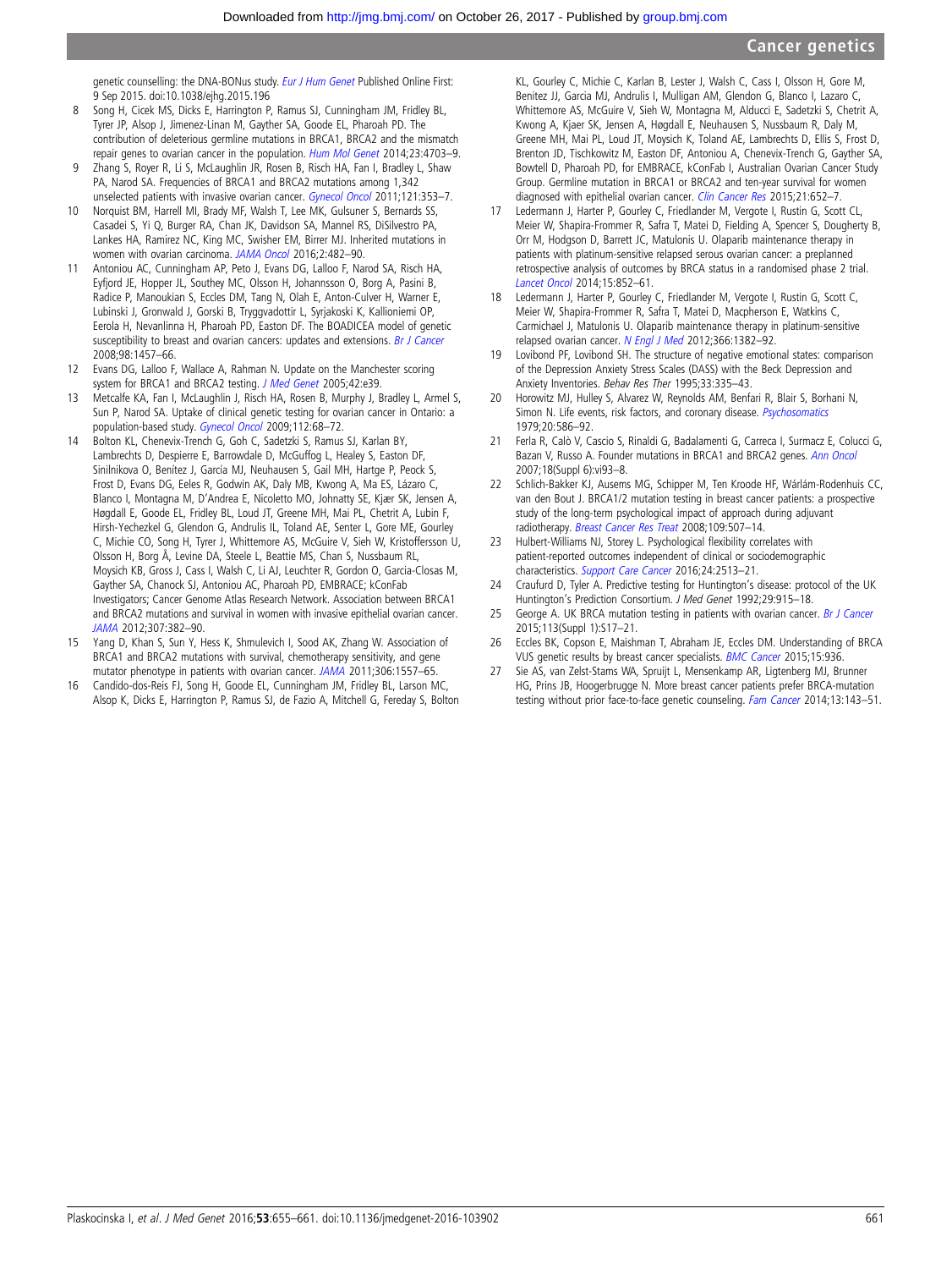genetic counselling: the DNA-BONus study. *Eur J Hum Genet* Published Online First: 9 Sep 2015. doi:10.1038/ejhg.2015.196

8. Song H, Cicek MS, Dicks E, Harrington P, Ramus SJ, Cunningham JM, Fridley BL, Tyrer JP, Alsop J, Jimenez-Linan M, Gayther SA, Goode EL, Pharoah PD. The contribution of deleterious germline mutations in BRCA1, BRCA2 and the mismatch repair genes to ovarian cancer in the population. *Hum Mol Genet* 2014;23:4703–9.
9. Zhang S, Royer R, Li S, McLaughlin JR, Rosen B, Risch HA, Fan I, Bradley L, Shaw PA, Narod SA. Frequencies of BRCA1 and BRCA2 mutations among 1,342 unselected patients with invasive ovarian cancer. *Gynecol Oncol* 2011;121:353–7.
10. Norquist BM, Harrell MI, Brady MF, Walsh T, Lee MK, Gulsuner S, Bernards SS, Casadei S, Yi Q, Burger RA, Chan JK, Davidson SA, Mannel RS, DiSilvestro PA, Lankes HA, Ramirez NC, King MC, Swisher EM, Birrer MJ. Inherited mutations in women with ovarian carcinoma. *JAMA Oncol* 2016;2:482–90.
11. Antoniou AC, Cunningham AP, Peto J, Evans DG, Lalloo F, Narod SA, Risch HA, Eyfjord JE, Hopper JL, Southey MC, Olsson H, Johannsson O, Borg A, Pasini B, Radice P, Manoukian S, Eccles DM, Tang N, Olah E, Anton-Culver H, Warner E, Lubinski J, Gronwald J, Gorski B, Tryggvadottir L, Syrjakoski K, Kallioniemi OP, Eerola H, Nevanlinna H, Pharoah PD, Easton DF. The BOADICEA model of genetic susceptibility to breast and ovarian cancers: updates and extensions. *Br J Cancer* 2008;98:1457–66.
12. Evans DG, Lalloo F, Wallace A, Rahman N. Update on the Manchester scoring system for BRCA1 and BRCA2 testing. *J Med Genet* 2005;42:e39.
13. Metcalfe KA, Fan I, McLaughlin J, Risch HA, Rosen B, Murphy J, Bradley L, Armel S, Sun P, Narod SA. Uptake of clinical genetic testing for ovarian cancer in Ontario: a population-based study. *Gynecol Oncol* 2009;112:68–72.
14. Bolton KL, Chenevix-Trench G, Goh C, Sadetzki S, Ramus SJ, Karlan BY, Lambrechts D, Despierre E, Barrowdale D, McGuffog L, Healey S, Easton DF, Sinilnikova O, Benítez J, García MJ, Neuhausen S, Gail MH, Hartge P, Peock S, Frost D, Evans DG, Eeles R, Godwin AK, Daly MB, Kwong A, Ma ES, Lázaro C, Blanco I, Montagna M, D'Andrea E, Nicoletto MO, Johnatty SE, Kjær SK, Jensen A, Høgdall E, Goode EL, Fridley BL, Loud JT, Greene MH, Mai PL, Chetrit A, Lubin F, Hirsh-Yechezkel G, Glendon G, Andrulis IL, Toland AE, Senter L, Gore ME, Gourley C, Michie CO, Song H, Tyrer J, Whittemore AS, McGuire V, Sieh W, Kristoffersson U, Olsson H, Borg Å, Levine DA, Steele L, Beattie MS, Chan S, Nussbaum RL, Moysich KB, Gross J, Cass I, Walsh C, Li AJ, Leuchter R, Gordon O, Garcia-Closas M, Gayther SA, Chanock SJ, Antoniou AC, Pharoah PD, EMBRACE; kConFab Investigators; Cancer Genome Atlas Research Network. Association between BRCA1 and BRCA2 mutations and survival in women with invasive epithelial ovarian cancer. *JAMA* 2012;307:382–90.
15. Yang D, Khan S, Sun Y, Hess K, Shmulevich I, Sood AK, Zhang W. Association of BRCA1 and BRCA2 mutations with survival, chemotherapy sensitivity, and gene mutator phenotype in patients with ovarian cancer. *JAMA* 2011;306:1557–65.
16. Candido-dos-Reis FJ, Song H, Goode EL, Cunningham JM, Fridley BL, Larson MC, Alsop K, Dicks E, Harrington P, Ramus SJ, de Fazio A, Mitchell G, Fereday S, Bolton KL, Gourley C, Michie C, Karlan B, Lester J, Walsh C, Cass I, Olsson H, Gore M, Benitez JJ, Garcia MJ, Andrulis I, Mulligan AM, Glendon G, Blanco I, Lazaro C, Whittemore AS, McGuire V, Sieh W, Montagna M, Alducci E, Sadetzki S, Chetrit A, Kwong A, Kjaer SK, Jensen A, Høgdall E, Neuhausen S, Nussbaum R, Daly M, Greene MH, Mai PL, Loud JT, Moysich K, Toland AE, Lambrechts D, Ellis S, Frost D, Brenton JD, Tischkowitz M, Easton DF, Antoniou A, Chenevix-Trench G, Gayther SA, Bowtell D, Pharoah PD, for EMBRACE, kConFab I, Australian Ovarian Cancer Study Group. Germline mutation in BRCA1 or BRCA2 and ten-year survival for women diagnosed with epithelial ovarian cancer. *Clin Cancer Res* 2015;21:652–7.
17. Ledermann J, Harter P, Gourley C, Friedlander M, Vergote I, Rustin G, Scott CL, Meier W, Shapira-Frommer R, Safra T, Matei D, Fielding A, Spencer S, Dougherty B, Orr M, Hodgson D, Barrett JC, Matulonis U. Olaparib maintenance therapy in patients with platinum-sensitive relapsed serous ovarian cancer: a preplanned retrospective analysis of outcomes by BRCA status in a randomised phase 2 trial. *Lancet Oncol* 2014;15:852–61.
18. Ledermann J, Harter P, Gourley C, Friedlander M, Vergote I, Rustin G, Scott C, Meier W, Shapira-Frommer R, Safra T, Matei D, Macpherson E, Watkins C, Carmichael J, Matulonis U. Olaparib maintenance therapy in platinum-sensitive relapsed ovarian cancer. *N Engl J Med* 2012;366:1382–92.
19. Lovibond PF, Lovibond SH. The structure of negative emotional states: comparison of the Depression Anxiety Stress Scales (DASS) with the Beck Depression and Anxiety Inventories. *Behav Res Ther* 1995;33:335–43.
20. Horowitz MJ, Hulley S, Alvarez W, Reynolds AM, Benfari R, Blair S, Borhani N, Simon N. Life events, risk factors, and coronary disease. *Psychosomatics* 1979;20:586–92.
21. Ferla R, Calò V, Cascio S, Rinaldi G, Badalamenti G, Carreca I, Surmacz E, Colucci G, Bazan V, Russo A. Founder mutations in BRCA1 and BRCA2 genes. *Ann Oncol* 2007;18(Suppl 6):vi93–8.
22. Schlich-Bakker KJ, Ausems MG, Schipper M, Ten Kroode HF, Wárlám-Rodenhuis CC, van den Bout J. BRCA1/2 mutation testing in breast cancer patients: a prospective study of the long-term psychological impact of approach during adjuvant radiotherapy. *Breast Cancer Res Treat* 2008;109:507–14.
23. Hulbert-Williams NJ, Storey L. Psychological flexibility correlates with patient-reported outcomes independent of clinical or sociodemographic characteristics. *Support Care Cancer* 2016;24:2513–21.
24. Craufurd D, Tyler A. Predictive testing for Huntington's disease: protocol of the UK Huntington's Prediction Consortium. *J Med Genet* 1992;29:915–18.
25. George A. UK BRCA mutation testing in patients with ovarian cancer. *Br J Cancer* 2015;113(Suppl 1):S17–21.
26. Eccles BK, Copson E, Maishman T, Abraham JE, Eccles DM. Understanding of BRCA VUS genetic results by breast cancer specialists. *BMC Cancer* 2015;15:936.
27. Sie AS, van Zelst-Stams WA, Spruijt L, Mensenkamp AR, Ligtenberg MJ, Brunner HG, Prins JB, Hoogerbrugge N. More breast cancer patients prefer BRCA-mutation testing without prior face-to-face genetic counseling. *Fam Cancer* 2014;13:143–51.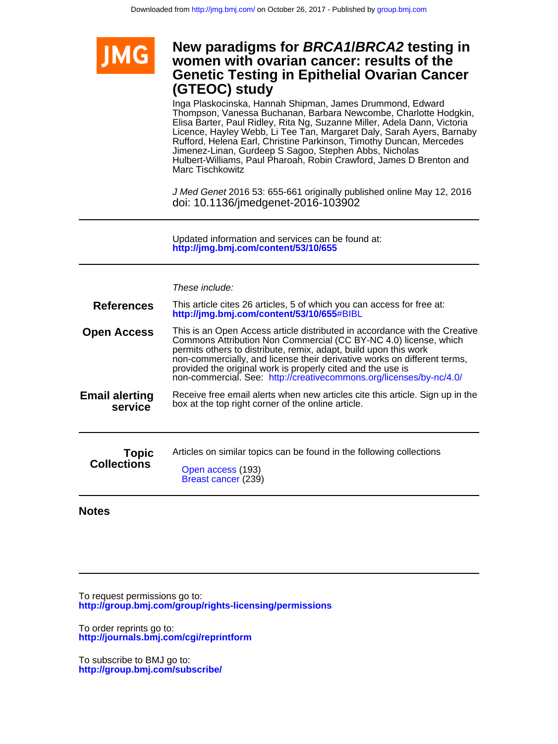Downloaded from http://jmg.bmj.com/ on October 26, 2017 - Published by group.bmj.com

JMG

# New paradigms for *BRCA1*/*BRCA2* testing in women with ovarian cancer: results of the Genetic Testing in Epithelial Ovarian Cancer (GTEOC) study

Inga Plaskocinska, Hannah Shipman, James Drummond, Edward Thompson, Vanessa Buchanan, Barbara Newcombe, Charlotte Hodgkin, Elisa Barter, Paul Ridley, Rita Ng, Suzanne Miller, Adela Dann, Victoria Licence, Hayley Webb, Li Tee Tan, Margaret Daly, Sarah Ayers, Barnaby Rufford, Helena Earl, Christine Parkinson, Timothy Duncan, Mercedes Jimenez-Linan, Gurdeep S Sagoo, Stephen Abbs, Nicholas Hulbert-Williams, Paul Pharoah, Robin Crawford, James D Brenton and Marc Tischkowitz

*J Med Genet* 2016 53: 655-661 originally published online May 12, 2016
doi: 10.1136/jmedgenet-2016-103902

Updated information and services can be found at:
**http://jmg.bmj.com/content/53/10/655**

*These include:*

**References**
This article cites 26 articles, 5 of which you can access for free at:
**http://jmg.bmj.com/content/53/10/655**#BIBL

**Open Access**
This is an Open Access article distributed in accordance with the Creative Commons Attribution Non Commercial (CC BY-NC 4.0) license, which permits others to distribute, remix, adapt, build upon this work non-commercially, and license their derivative works on different terms, provided the original work is properly cited and the use is non-commercial. See: http://creativecommons.org/licenses/by-nc/4.0/

**Email alerting service**
Receive free email alerts when new articles cite this article. Sign up in the box at the top right corner of the online article.

**Topic Collections**
Articles on similar topics can be found in the following collections

Open access (193)
Breast cancer (239)

## Notes

To request permissions go to:
**http://group.bmj.com/group/rights-licensing/permissions**

To order reprints go to:
**http://journals.bmj.com/cgi/reprintform**

To subscribe to BMJ go to:
**http://group.bmj.com/subscribe/**